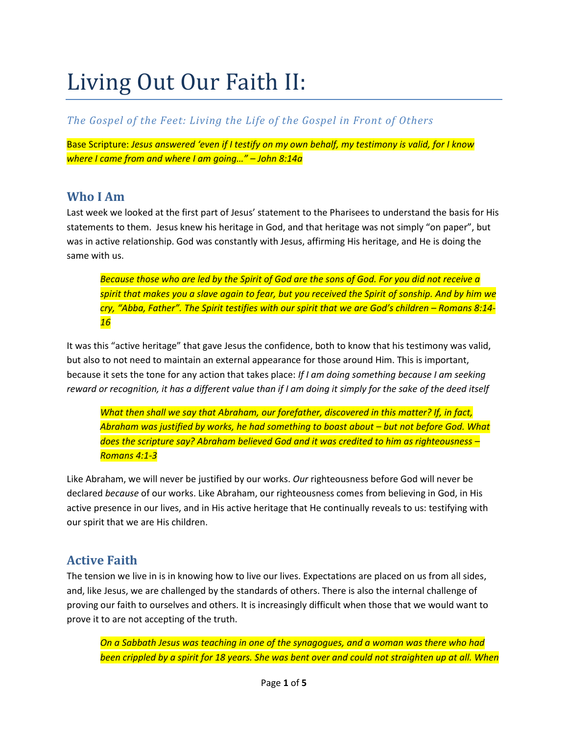# Living Out Our Faith II:

### *The Gospel of the Feet: Living the Life of the Gospel in Front of Others*

Base Scripture: *Jesus answered 'even if I testify on my own behalf, my testimony is valid, for I know where I came from and where I am going…" – John 8:14a*

## Who I Am

Last week we looked at the first part of Jesus' statement to the Pharisees to understand the basis for His statements to them. Jesus knew his heritage in God, and that heritage was not simply "on paper", but was in active relationship. God was constantly with Jesus, affirming His heritage, and He is doing the same with us.

> *Because those who are led by the Spirit of God are the sons of God. For you did not receive a spirit that makes you a slave again to fear, but you received the Spirit of sonship. And by him we cry, "Abba, Father". The Spirit testifies with our spirit that we are God's children – Romans 8:14-16*

It was this "active heritage" that gave Jesus the confidence, both to know that his testimony was valid, but also to not need to maintain an external appearance for those around Him. This is important, because it sets the tone for any action that takes place: *If I am doing something because I am seeking reward or recognition, it has a different value than if I am doing it simply for the sake of the deed itself*

> *What then shall we say that Abraham, our forefather, discovered in this matter? If, in fact, Abraham was justified by works, he had something to boast about – but not before God. What does the scripture say? Abraham believed God and it was credited to him as righteousness – Romans 4:1-3*

Like Abraham, we will never be justified by our works. *Our* righteousness before God will never be declared *because* of our works. Like Abraham, our righteousness comes from believing in God, in His active presence in our lives, and in His active heritage that He continually reveals to us: testifying with our spirit that we are His children.

## Active Faith

The tension we live in is in knowing how to live our lives. Expectations are placed on us from all sides, and, like Jesus, we are challenged by the standards of others. There is also the internal challenge of proving our faith to ourselves and others. It is increasingly difficult when those that we would want to prove it to are not accepting of the truth.

> *On a Sabbath Jesus was teaching in one of the synagogues, and a woman was there who had been crippled by a spirit for 18 years. She was bent over and could not straighten up at all. When*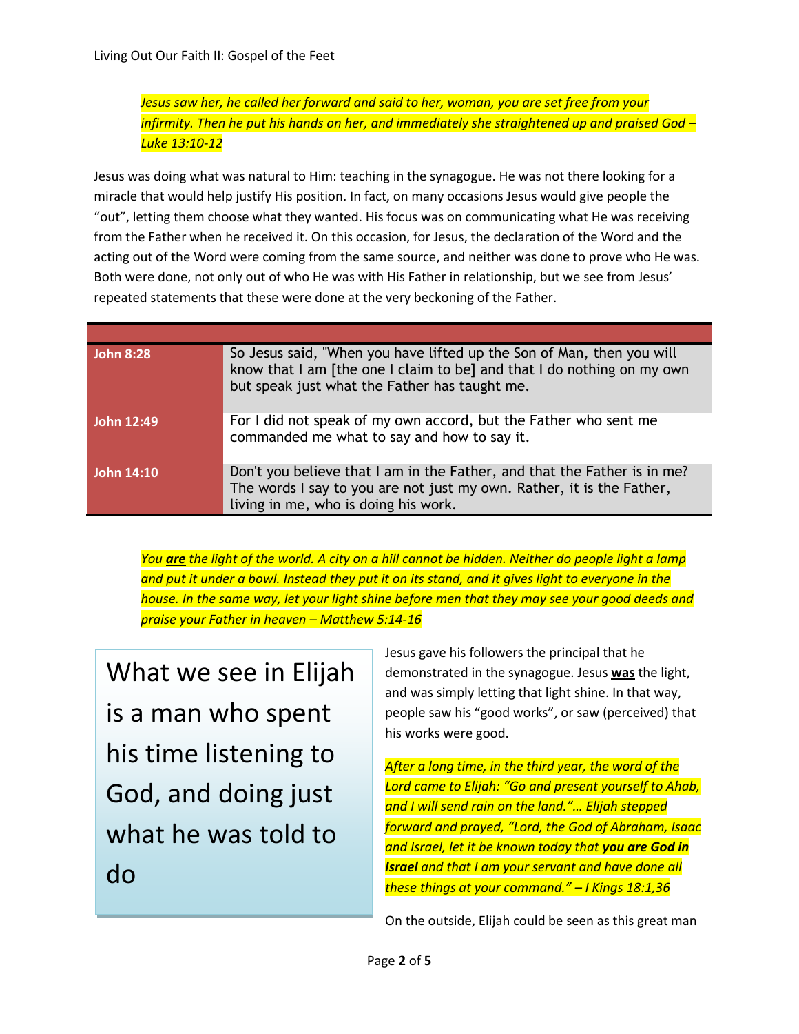*Jesus saw her, he called her forward and said to her, woman, you are set free from your infirmity. Then he put his hands on her, and immediately she straightened up and praised God – Luke 13:10-12*

Jesus was doing what was natural to Him: teaching in the synagogue. He was not there looking for a miracle that would help justify His position. In fact, on many occasions Jesus would give people the "out", letting them choose what they wanted. His focus was on communicating what He was receiving from the Father when he received it. On this occasion, for Jesus, the declaration of the Word and the acting out of the Word were coming from the same source, and neither was done to prove who He was. Both were done, not only out of who He was with His Father in relationship, but we see from Jesus' repeated statements that these were done at the very beckoning of the Father.

| | |
|---|---|
| **John 8:28** | So Jesus said, "When you have lifted up the Son of Man, then you will know that I am [the one I claim to be] and that I do nothing on my own but speak just what the Father has taught me. |
| **John 12:49** | For I did not speak of my own accord, but the Father who sent me commanded me what to say and how to say it. |
| **John 14:10** | Don't you believe that I am in the Father, and that the Father is in me? The words I say to you are not just my own. Rather, it is the Father, living in me, who is doing his work. |

*You **are** the light of the world. A city on a hill cannot be hidden. Neither do people light a lamp and put it under a bowl. Instead they put it on its stand, and it gives light to everyone in the house. In the same way, let your light shine before men that they may see your good deeds and praise your Father in heaven – Matthew 5:14-16*

> What we see in Elijah is a man who spent his time listening to God, and doing just what he was told to do

Jesus gave his followers the principal that he demonstrated in the synagogue. Jesus **was** the light, and was simply letting that light shine. In that way, people saw his "good works", or saw (perceived) that his works were good.

*After a long time, in the third year, the word of the Lord came to Elijah: "Go and present yourself to Ahab, and I will send rain on the land."… Elijah stepped forward and prayed, "Lord, the God of Abraham, Isaac and Israel, let it be known today that **you are God in Israel** and that I am your servant and have done all these things at your command." – I Kings 18:1,36*

On the outside, Elijah could be seen as this great man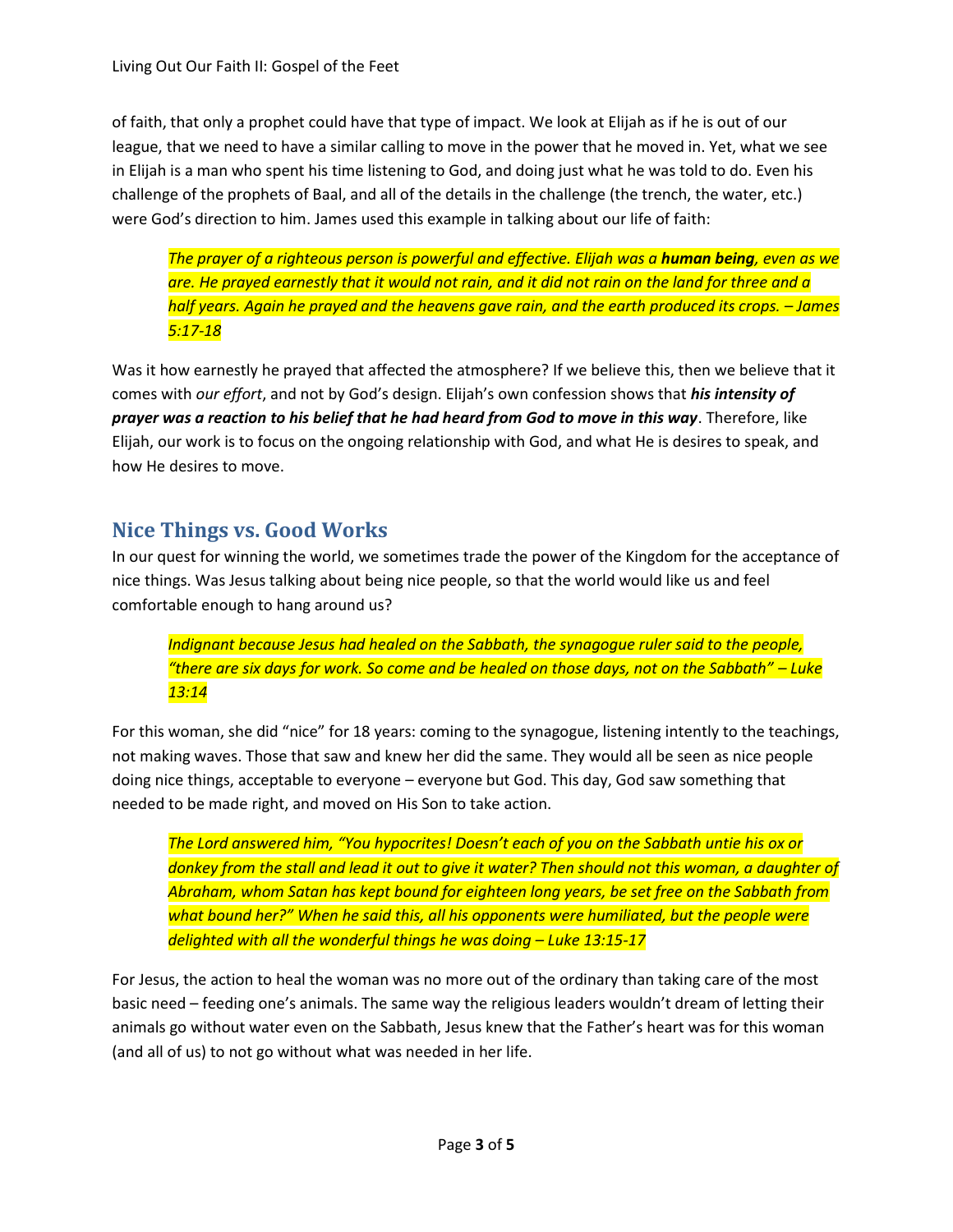of faith, that only a prophet could have that type of impact. We look at Elijah as if he is out of our league, that we need to have a similar calling to move in the power that he moved in. Yet, what we see in Elijah is a man who spent his time listening to God, and doing just what he was told to do. Even his challenge of the prophets of Baal, and all of the details in the challenge (the trench, the water, etc.) were God's direction to him. James used this example in talking about our life of faith:

> *The prayer of a righteous person is powerful and effective. Elijah was a **human being**, even as we are. He prayed earnestly that it would not rain, and it did not rain on the land for three and a half years. Again he prayed and the heavens gave rain, and the earth produced its crops. – James 5:17-18*

Was it how earnestly he prayed that affected the atmosphere? If we believe this, then we believe that it comes with *our effort*, and not by God's design. Elijah's own confession shows that ***his intensity of prayer was a reaction to his belief that he had heard from God to move in this way***. Therefore, like Elijah, our work is to focus on the ongoing relationship with God, and what He is desires to speak, and how He desires to move.

## Nice Things vs. Good Works

In our quest for winning the world, we sometimes trade the power of the Kingdom for the acceptance of nice things. Was Jesus talking about being nice people, so that the world would like us and feel comfortable enough to hang around us?

> *Indignant because Jesus had healed on the Sabbath, the synagogue ruler said to the people, "there are six days for work. So come and be healed on those days, not on the Sabbath" – Luke 13:14*

For this woman, she did "nice" for 18 years: coming to the synagogue, listening intently to the teachings, not making waves. Those that saw and knew her did the same. They would all be seen as nice people doing nice things, acceptable to everyone – everyone but God. This day, God saw something that needed to be made right, and moved on His Son to take action.

> *The Lord answered him, "You hypocrites! Doesn't each of you on the Sabbath untie his ox or donkey from the stall and lead it out to give it water? Then should not this woman, a daughter of Abraham, whom Satan has kept bound for eighteen long years, be set free on the Sabbath from what bound her?" When he said this, all his opponents were humiliated, but the people were delighted with all the wonderful things he was doing – Luke 13:15-17*

For Jesus, the action to heal the woman was no more out of the ordinary than taking care of the most basic need – feeding one's animals. The same way the religious leaders wouldn't dream of letting their animals go without water even on the Sabbath, Jesus knew that the Father's heart was for this woman (and all of us) to not go without what was needed in her life.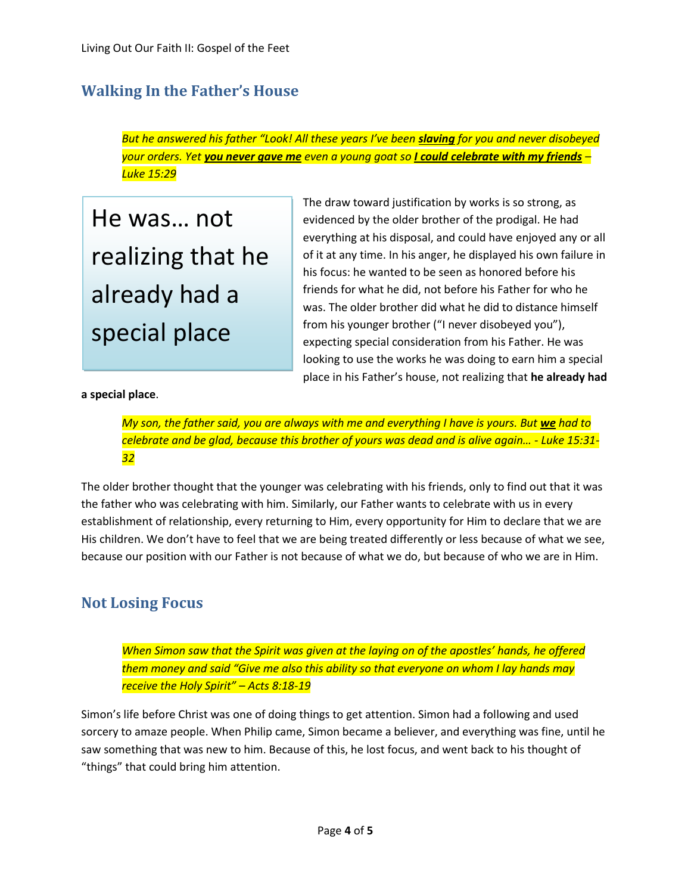## Walking In the Father's House

> *But he answered his father "Look! All these years I've been **slaving** for you and never disobeyed your orders. Yet **you never gave me** even a young goat so **I could celebrate with my friends** – Luke 15:29*

> He was… not realizing that he already had a special place

The draw toward justification by works is so strong, as evidenced by the older brother of the prodigal. He had everything at his disposal, and could have enjoyed any or all of it at any time. In his anger, he displayed his own failure in his focus: he wanted to be seen as honored before his friends for what he did, not before his Father for who he was. The older brother did what he did to distance himself from his younger brother ("I never disobeyed you"), expecting special consideration from his Father. He was looking to use the works he was doing to earn him a special place in his Father's house, not realizing that **he already had a special place**.

> *My son, the father said, you are always with me and everything I have is yours. But **we** had to celebrate and be glad, because this brother of yours was dead and is alive again… - Luke 15:31-32*

The older brother thought that the younger was celebrating with his friends, only to find out that it was the father who was celebrating with him. Similarly, our Father wants to celebrate with us in every establishment of relationship, every returning to Him, every opportunity for Him to declare that we are His children. We don't have to feel that we are being treated differently or less because of what we see, because our position with our Father is not because of what we do, but because of who we are in Him.

## Not Losing Focus

> *When Simon saw that the Spirit was given at the laying on of the apostles' hands, he offered them money and said "Give me also this ability so that everyone on whom I lay hands may receive the Holy Spirit" – Acts 8:18-19*

Simon's life before Christ was one of doing things to get attention. Simon had a following and used sorcery to amaze people. When Philip came, Simon became a believer, and everything was fine, until he saw something that was new to him. Because of this, he lost focus, and went back to his thought of "things" that could bring him attention.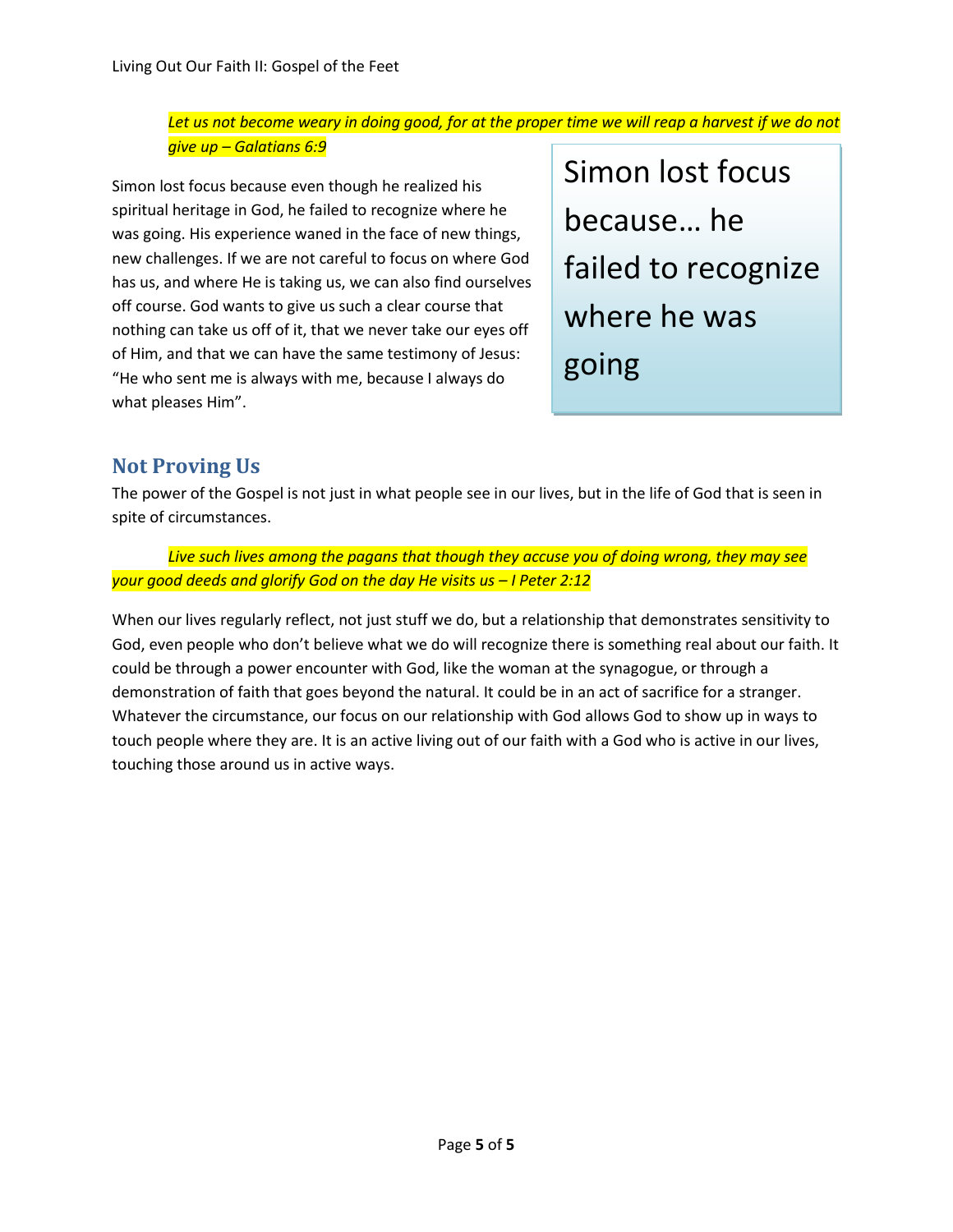*Let us not become weary in doing good, for at the proper time we will reap a harvest if we do not give up – Galatians 6:9*

Simon lost focus because even though he realized his spiritual heritage in God, he failed to recognize where he was going. His experience waned in the face of new things, new challenges. If we are not careful to focus on where God has us, and where He is taking us, we can also find ourselves off course. God wants to give us such a clear course that nothing can take us off of it, that we never take our eyes off of Him, and that we can have the same testimony of Jesus: "He who sent me is always with me, because I always do what pleases Him".

> Simon lost focus because… he failed to recognize where he was going

## Not Proving Us

The power of the Gospel is not just in what people see in our lives, but in the life of God that is seen in spite of circumstances.

*Live such lives among the pagans that though they accuse you of doing wrong, they may see your good deeds and glorify God on the day He visits us – I Peter 2:12*

When our lives regularly reflect, not just stuff we do, but a relationship that demonstrates sensitivity to God, even people who don't believe what we do will recognize there is something real about our faith. It could be through a power encounter with God, like the woman at the synagogue, or through a demonstration of faith that goes beyond the natural. It could be in an act of sacrifice for a stranger. Whatever the circumstance, our focus on our relationship with God allows God to show up in ways to touch people where they are. It is an active living out of our faith with a God who is active in our lives, touching those around us in active ways.